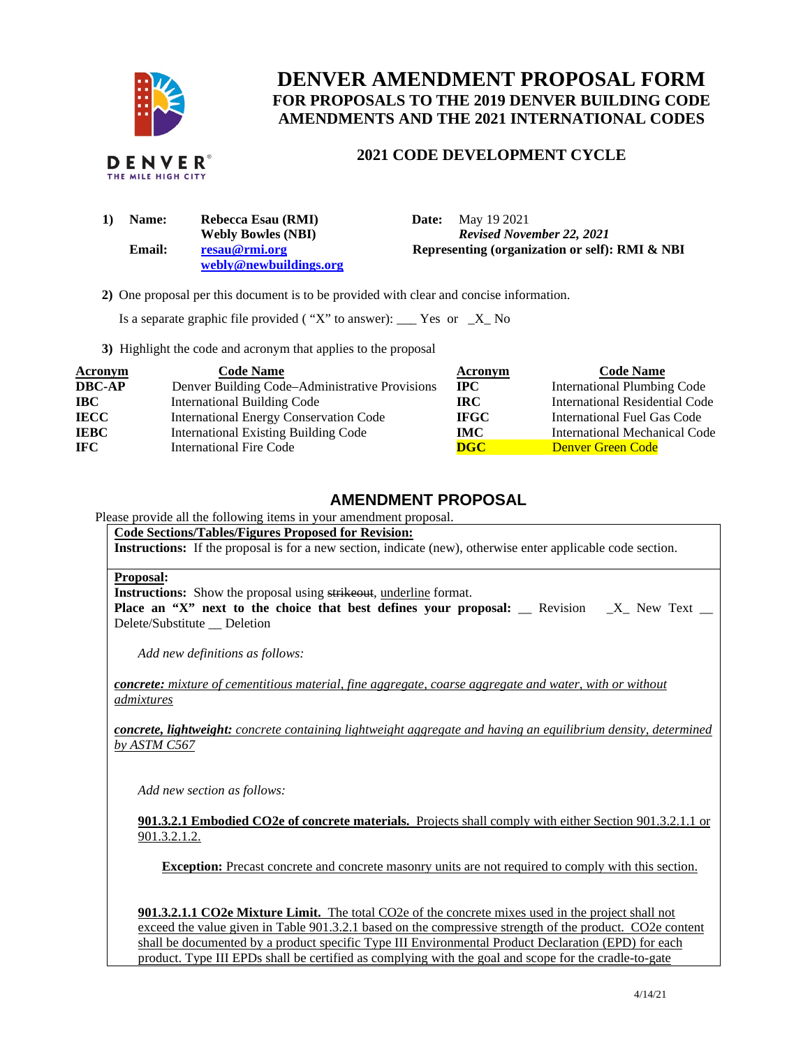# DENVER AMENDMENT PROPOSAL FORM

## FOR PROPOSALS TO THE 2019 DENVER BUILDING CODE AMENDMENTS AND THE 2021 INTERNATIONAL CODES

## 2021 CODE DEVELOPMENT CYCLE

**1) Name:** **Rebecca Esau (RMI)**
**Webly Bowles (NBI)**
**Email:** resau@rmi.org
webly@newbuildings.org

**Date:** May 19 2021
*Revised November 22, 2021*
**Representing (organization or self): RMI & NBI**

**2)** One proposal per this document is to be provided with clear and concise information.

Is a separate graphic file provided ( "X" to answer): ___ Yes or _X_ No

**3)** Highlight the code and acronym that applies to the proposal

| Acronym | Code Name | Acronym | Code Name |
|---|---|---|---|
| **DBC-AP** | Denver Building Code–Administrative Provisions | **IPC** | International Plumbing Code |
| **IBC** | International Building Code | **IRC** | International Residential Code |
| **IECC** | International Energy Conservation Code | **IFGC** | International Fuel Gas Code |
| **IEBC** | International Existing Building Code | **IMC** | International Mechanical Code |
| **IFC** | International Fire Code | **DGC** | Denver Green Code |

## AMENDMENT PROPOSAL

Please provide all the following items in your amendment proposal.

**Code Sections/Tables/Figures Proposed for Revision:**
**Instructions:** If the proposal is for a new section, indicate (new), otherwise enter applicable code section.

**Proposal:**
**Instructions:** Show the proposal using ~~strikeout~~, underline format.
**Place an "X" next to the choice that best defines your proposal:** __ Revision _X_ New Text __ Delete/Substitute __ Deletion

*Add new definitions as follows:*

***concrete:*** *mixture of cementitious material, fine aggregate, coarse aggregate and water, with or without admixtures*

***concrete, lightweight:*** *concrete containing lightweight aggregate and having an equilibrium density, determined by ASTM C567*

*Add new section as follows:*

**901.3.2.1 Embodied CO2e of concrete materials.** Projects shall comply with either Section 901.3.2.1.1 or 901.3.2.1.2.

**Exception:** Precast concrete and concrete masonry units are not required to comply with this section.

**901.3.2.1.1 CO2e Mixture Limit.** The total CO2e of the concrete mixes used in the project shall not exceed the value given in Table 901.3.2.1 based on the compressive strength of the product. CO2e content shall be documented by a product specific Type III Environmental Product Declaration (EPD) for each product. Type III EPDs shall be certified as complying with the goal and scope for the cradle-to-gate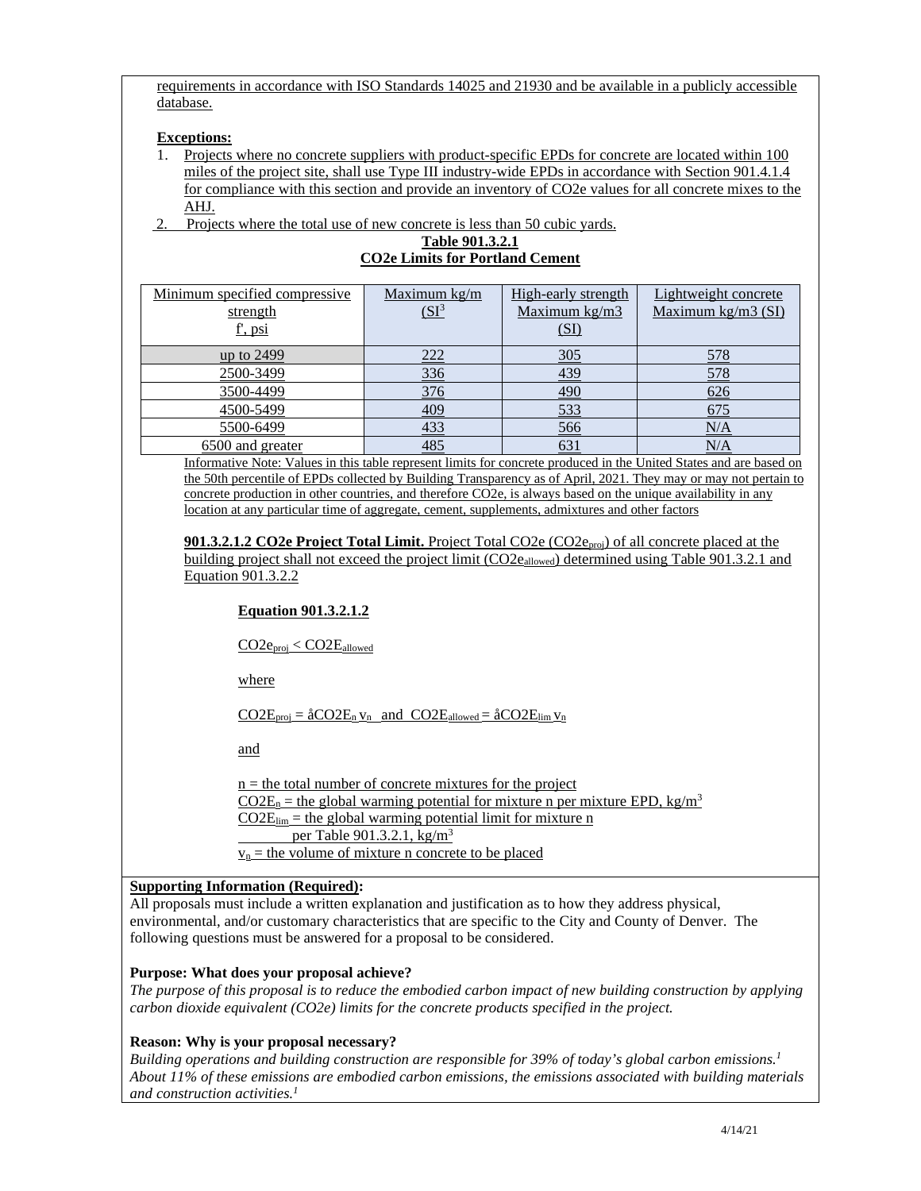requirements in accordance with ISO Standards 14025 and 21930 and be available in a publicly accessible database.

**Exceptions:**

1. Projects where no concrete suppliers with product-specific EPDs for concrete are located within 100 miles of the project site, shall use Type III industry-wide EPDs in accordance with Section 901.4.1.4 for compliance with this section and provide an inventory of CO2e values for all concrete mixes to the AHJ.
2. Projects where the total use of new concrete is less than 50 cubic yards.

**Table 901.3.2.1**
**CO2e Limits for Portland Cement**

| Minimum specified compressive strength f', psi | Maximum kg/m (SI$^3$ | High-early strength Maximum kg/m3 (SI) | Lightweight concrete Maximum kg/m3 (SI) |
|---|---|---|---|
| up to 2499 | 222 | 305 | 578 |
| 2500-3499 | 336 | 439 | 578 |
| 3500-4499 | 376 | 490 | 626 |
| 4500-5499 | 409 | 533 | 675 |
| 5500-6499 | 433 | 566 | N/A |
| 6500 and greater | 485 | 631 | N/A |

Informative Note: Values in this table represent limits for concrete produced in the United States and are based on the 50th percentile of EPDs collected by Building Transparency as of April, 2021. They may or may not pertain to concrete production in other countries, and therefore CO2e, is always based on the unique availability in any location at any particular time of aggregate, cement, supplements, admixtures and other factors

**901.3.2.1.2 CO2e Project Total Limit.** Project Total CO2e ($CO2e_{proj}$) of all concrete placed at the building project shall not exceed the project limit ($CO2e_{allowed}$) determined using Table 901.3.2.1 and Equation 901.3.2.2

**Equation 901.3.2.1.2**

$CO2e_{proj} < CO2E_{allowed}$

where

$CO2E_{proj} = \text{å}CO2E_n\, v_n$ and $CO2E_{allowed} = \text{å}CO2E_{lim}\, v_n$

and

$n$ = the total number of concrete mixtures for the project
$CO2E_n$ = the global warming potential for mixture n per mixture EPD, kg/m$^3$
$CO2E_{lim}$ = the global warming potential limit for mixture n per Table 901.3.2.1, kg/m$^3$
$v_n$ = the volume of mixture n concrete to be placed

**Supporting Information (Required):**

All proposals must include a written explanation and justification as to how they address physical, environmental, and/or customary characteristics that are specific to the City and County of Denver. The following questions must be answered for a proposal to be considered.

**Purpose: What does your proposal achieve?**

*The purpose of this proposal is to reduce the embodied carbon impact of new building construction by applying carbon dioxide equivalent (CO2e) limits for the concrete products specified in the project.*

**Reason: Why is your proposal necessary?**

*Building operations and building construction are responsible for 39% of today's global carbon emissions.[1] About 11% of these emissions are embodied carbon emissions, the emissions associated with building materials and construction activities.[1]*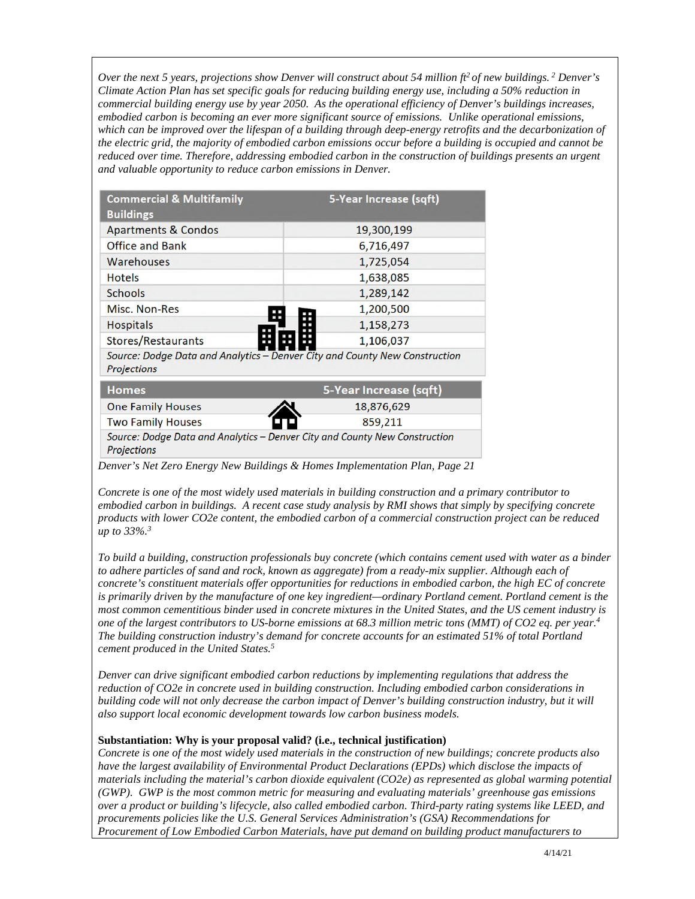*Over the next 5 years, projections show Denver will construct about 54 million $ft^2$ of new buildings.[2] Denver's Climate Action Plan has set specific goals for reducing building energy use, including a 50% reduction in commercial building energy use by year 2050. As the operational efficiency of Denver's buildings increases, embodied carbon is becoming an ever more significant source of emissions. Unlike operational emissions, which can be improved over the lifespan of a building through deep-energy retrofits and the decarbonization of the electric grid, the majority of embodied carbon emissions occur before a building is occupied and cannot be reduced over time. Therefore, addressing embodied carbon in the construction of buildings presents an urgent and valuable opportunity to reduce carbon emissions in Denver.*

| Commercial & Multifamily Buildings | 5-Year Increase (sqft) |
|---|---|
| Apartments & Condos | 19,300,199 |
| Office and Bank | 6,716,497 |
| Warehouses | 1,725,054 |
| Hotels | 1,638,085 |
| Schools | 1,289,142 |
| Misc. Non-Res | 1,200,500 |
| Hospitals | 1,158,273 |
| Stores/Restaurants | 1,106,037 |

*Source: Dodge Data and Analytics – Denver City and County New Construction Projections*

| Homes | 5-Year Increase (sqft) |
|---|---|
| One Family Houses | 18,876,629 |
| Two Family Houses | 859,211 |

*Source: Dodge Data and Analytics – Denver City and County New Construction Projections*

*Denver's Net Zero Energy New Buildings & Homes Implementation Plan, Page 21*

*Concrete is one of the most widely used materials in building construction and a primary contributor to embodied carbon in buildings. A recent case study analysis by RMI shows that simply by specifying concrete products with lower CO2e content, the embodied carbon of a commercial construction project can be reduced up to 33%.[3]*

*To build a building, construction professionals buy concrete (which contains cement used with water as a binder to adhere particles of sand and rock, known as aggregate) from a ready-mix supplier. Although each of concrete's constituent materials offer opportunities for reductions in embodied carbon, the high EC of concrete is primarily driven by the manufacture of one key ingredient—ordinary Portland cement. Portland cement is the most common cementitious binder used in concrete mixtures in the United States, and the US cement industry is one of the largest contributors to US-borne emissions at 68.3 million metric tons (MMT) of CO2 eq. per year.[4] The building construction industry's demand for concrete accounts for an estimated 51% of total Portland cement produced in the United States.[5]*

*Denver can drive significant embodied carbon reductions by implementing regulations that address the reduction of CO2e in concrete used in building construction. Including embodied carbon considerations in building code will not only decrease the carbon impact of Denver's building construction industry, but it will also support local economic development towards low carbon business models.*

**Substantiation: Why is your proposal valid? (i.e., technical justification)**

*Concrete is one of the most widely used materials in the construction of new buildings; concrete products also have the largest availability of Environmental Product Declarations (EPDs) which disclose the impacts of materials including the material's carbon dioxide equivalent (CO2e) as represented as global warming potential (GWP). GWP is the most common metric for measuring and evaluating materials' greenhouse gas emissions over a product or building's lifecycle, also called embodied carbon. Third-party rating systems like LEED, and procurements policies like the U.S. General Services Administration's (GSA) Recommendations for Procurement of Low Embodied Carbon Materials, have put demand on building product manufacturers to*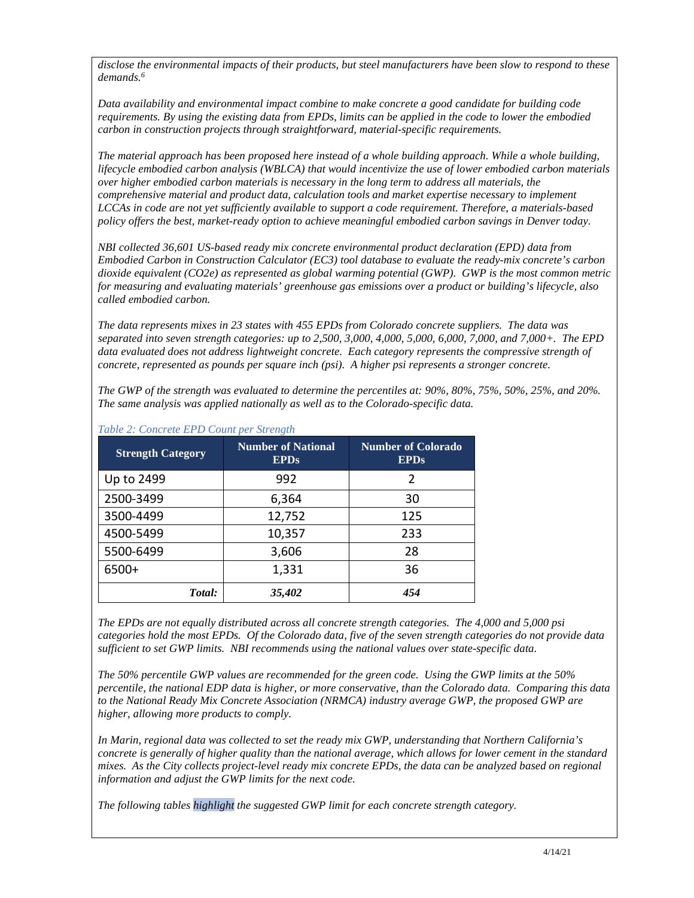*disclose the environmental impacts of their products, but steel manufacturers have been slow to respond to these demands.*[6]

*Data availability and environmental impact combine to make concrete a good candidate for building code requirements. By using the existing data from EPDs, limits can be applied in the code to lower the embodied carbon in construction projects through straightforward, material-specific requirements.*

*The material approach has been proposed here instead of a whole building approach. While a whole building, lifecycle embodied carbon analysis (WBLCA) that would incentivize the use of lower embodied carbon materials over higher embodied carbon materials is necessary in the long term to address all materials, the comprehensive material and product data, calculation tools and market expertise necessary to implement LCCAs in code are not yet sufficiently available to support a code requirement. Therefore, a materials-based policy offers the best, market-ready option to achieve meaningful embodied carbon savings in Denver today.*

*NBI collected 36,601 US-based ready mix concrete environmental product declaration (EPD) data from Embodied Carbon in Construction Calculator (EC3) tool database to evaluate the ready-mix concrete's carbon dioxide equivalent ($CO_2e$) as represented as global warming potential (GWP). GWP is the most common metric for measuring and evaluating materials' greenhouse gas emissions over a product or building's lifecycle, also called embodied carbon.*

*The data represents mixes in 23 states with 455 EPDs from Colorado concrete suppliers. The data was separated into seven strength categories: up to 2,500, 3,000, 4,000, 5,000, 6,000, 7,000, and 7,000+. The EPD data evaluated does not address lightweight concrete. Each category represents the compressive strength of concrete, represented as pounds per square inch (psi). A higher psi represents a stronger concrete.*

*The GWP of the strength was evaluated to determine the percentiles at: 90%, 80%, 75%, 50%, 25%, and 20%. The same analysis was applied nationally as well as to the Colorado-specific data.*

*Table 2: Concrete EPD Count per Strength*

| Strength Category | Number of National EPDs | Number of Colorado EPDs |
|---|---|---|
| Up to 2499 | 992 | 2 |
| 2500-3499 | 6,364 | 30 |
| 3500-4499 | 12,752 | 125 |
| 4500-5499 | 10,357 | 233 |
| 5500-6499 | 3,606 | 28 |
| 6500+ | 1,331 | 36 |
| ***Total:*** | ***35,402*** | ***454*** |

*The EPDs are not equally distributed across all concrete strength categories. The 4,000 and 5,000 psi categories hold the most EPDs. Of the Colorado data, five of the seven strength categories do not provide data sufficient to set GWP limits. NBI recommends using the national values over state-specific data.*

*The 50% percentile GWP values are recommended for the green code. Using the GWP limits at the 50% percentile, the national EDP data is higher, or more conservative, than the Colorado data. Comparing this data to the National Ready Mix Concrete Association (NRMCA) industry average GWP, the proposed GWP are higher, allowing more products to comply.*

*In Marin, regional data was collected to set the ready mix GWP, understanding that Northern California's concrete is generally of higher quality than the national average, which allows for lower cement in the standard mixes. As the City collects project-level ready mix concrete EPDs, the data can be analyzed based on regional information and adjust the GWP limits for the next code.*

*The following tables highlight the suggested GWP limit for each concrete strength category.*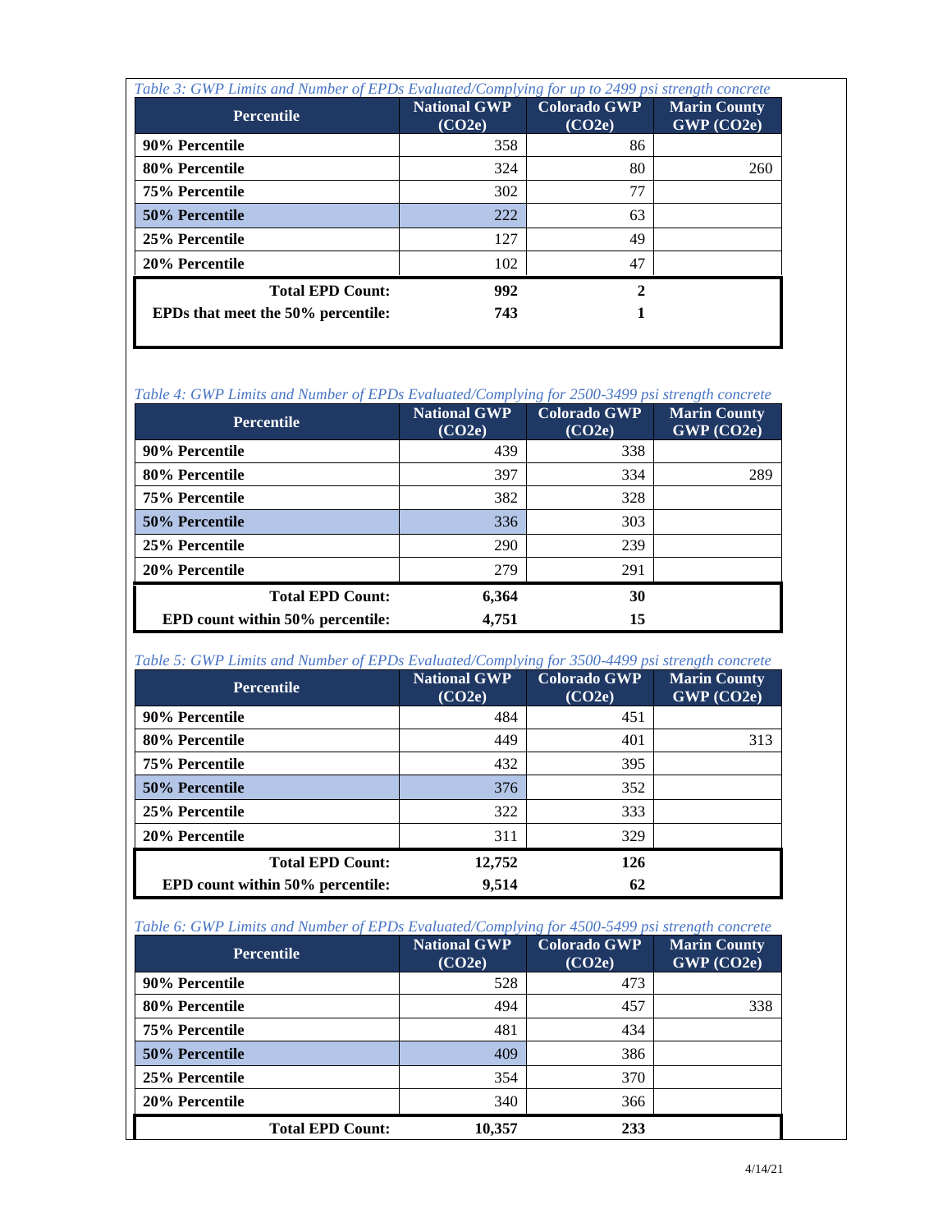*Table 3: GWP Limits and Number of EPDs Evaluated/Complying for up to 2499 psi strength concrete*

| Percentile | National GWP (CO2e) | Colorado GWP (CO2e) | Marin County GWP (CO2e) |
|---|---|---|---|
| **90% Percentile** | 358 | 86 | |
| **80% Percentile** | 324 | 80 | 260 |
| **75% Percentile** | 302 | 77 | |
| **50% Percentile** | 222 | 63 | |
| **25% Percentile** | 127 | 49 | |
| **20% Percentile** | 102 | 47 | |
| **Total EPD Count:** | **992** | **2** | |
| **EPDs that meet the 50% percentile:** | **743** | **1** | |

*Table 4: GWP Limits and Number of EPDs Evaluated/Complying for 2500-3499 psi strength concrete*

| Percentile | National GWP (CO2e) | Colorado GWP (CO2e) | Marin County GWP (CO2e) |
|---|---|---|---|
| **90% Percentile** | 439 | 338 | |
| **80% Percentile** | 397 | 334 | 289 |
| **75% Percentile** | 382 | 328 | |
| **50% Percentile** | 336 | 303 | |
| **25% Percentile** | 290 | 239 | |
| **20% Percentile** | 279 | 291 | |
| **Total EPD Count:** | **6,364** | **30** | |
| **EPD count within 50% percentile:** | **4,751** | **15** | |

*Table 5: GWP Limits and Number of EPDs Evaluated/Complying for 3500-4499 psi strength concrete*

| Percentile | National GWP (CO2e) | Colorado GWP (CO2e) | Marin County GWP (CO2e) |
|---|---|---|---|
| **90% Percentile** | 484 | 451 | |
| **80% Percentile** | 449 | 401 | 313 |
| **75% Percentile** | 432 | 395 | |
| **50% Percentile** | 376 | 352 | |
| **25% Percentile** | 322 | 333 | |
| **20% Percentile** | 311 | 329 | |
| **Total EPD Count:** | **12,752** | **126** | |
| **EPD count within 50% percentile:** | **9,514** | **62** | |

*Table 6: GWP Limits and Number of EPDs Evaluated/Complying for 4500-5499 psi strength concrete*

| Percentile | National GWP (CO2e) | Colorado GWP (CO2e) | Marin County GWP (CO2e) |
|---|---|---|---|
| **90% Percentile** | 528 | 473 | |
| **80% Percentile** | 494 | 457 | 338 |
| **75% Percentile** | 481 | 434 | |
| **50% Percentile** | 409 | 386 | |
| **25% Percentile** | 354 | 370 | |
| **20% Percentile** | 340 | 366 | |
| **Total EPD Count:** | **10,357** | **233** | |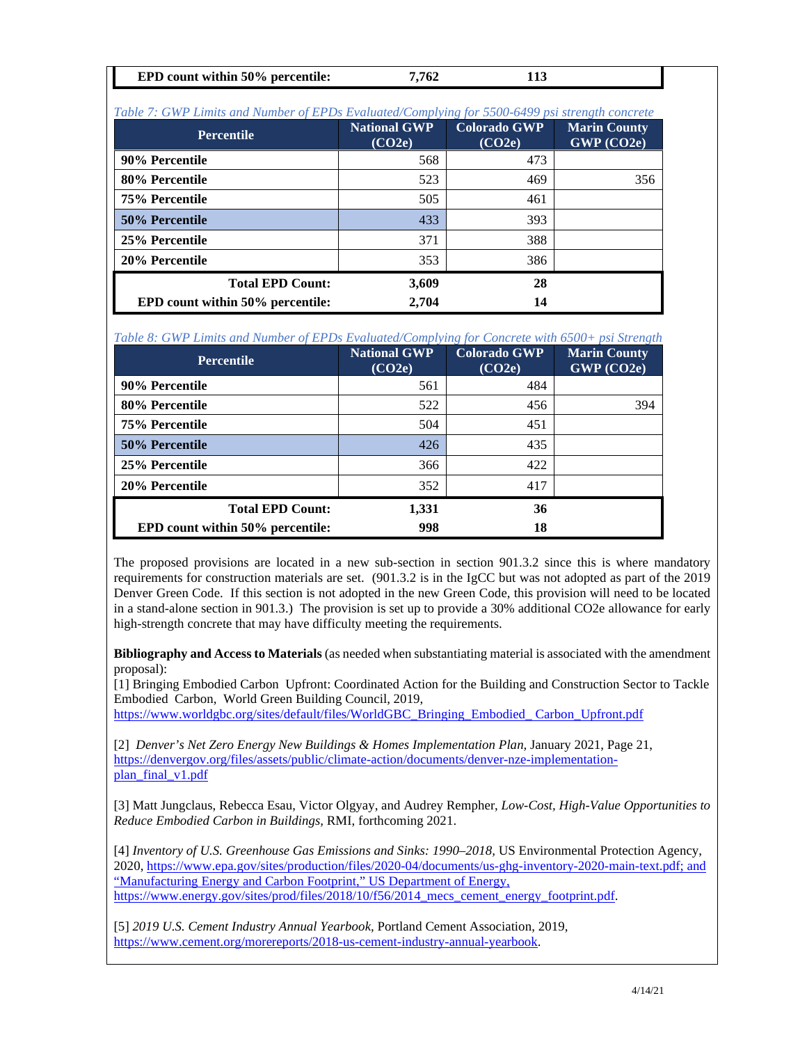| | | | |
|---|---|---|---|
| **EPD count within 50% percentile:** | **7,762** | **113** | |

*Table 7: GWP Limits and Number of EPDs Evaluated/Complying for 5500-6499 psi strength concrete*

| Percentile | National GWP (CO2e) | Colorado GWP (CO2e) | Marin County GWP (CO2e) |
|---|---|---|---|
| **90% Percentile** | 568 | 473 | |
| **80% Percentile** | 523 | 469 | 356 |
| **75% Percentile** | 505 | 461 | |
| **50% Percentile** | 433 | 393 | |
| **25% Percentile** | 371 | 388 | |
| **20% Percentile** | 353 | 386 | |
| **Total EPD Count:** | **3,609** | **28** | |
| **EPD count within 50% percentile:** | **2,704** | **14** | |

*Table 8: GWP Limits and Number of EPDs Evaluated/Complying for Concrete with 6500+ psi Strength*

| Percentile | National GWP (CO2e) | Colorado GWP (CO2e) | Marin County GWP (CO2e) |
|---|---|---|---|
| **90% Percentile** | 561 | 484 | |
| **80% Percentile** | 522 | 456 | 394 |
| **75% Percentile** | 504 | 451 | |
| **50% Percentile** | 426 | 435 | |
| **25% Percentile** | 366 | 422 | |
| **20% Percentile** | 352 | 417 | |
| **Total EPD Count:** | **1,331** | **36** | |
| **EPD count within 50% percentile:** | **998** | **18** | |

The proposed provisions are located in a new sub-section in section 901.3.2 since this is where mandatory requirements for construction materials are set. (901.3.2 is in the IgCC but was not adopted as part of the 2019 Denver Green Code. If this section is not adopted in the new Green Code, this provision will need to be located in a stand-alone section in 901.3.) The provision is set up to provide a 30% additional CO2e allowance for early high-strength concrete that may have difficulty meeting the requirements.

**Bibliography and Access to Materials** (as needed when substantiating material is associated with the amendment proposal):

[1] Bringing Embodied Carbon Upfront: Coordinated Action for the Building and Construction Sector to Tackle Embodied Carbon, World Green Building Council, 2019, https://www.worldgbc.org/sites/default/files/WorldGBC_Bringing_Embodied_ Carbon_Upfront.pdf

[2] *Denver's Net Zero Energy New Buildings & Homes Implementation Plan*, January 2021, Page 21, https://denvergov.org/files/assets/public/climate-action/documents/denver-nze-implementation-plan_final_v1.pdf

[3] Matt Jungclaus, Rebecca Esau, Victor Olgyay, and Audrey Rempher, *Low-Cost, High-Value Opportunities to Reduce Embodied Carbon in Buildings*, RMI, forthcoming 2021.

[4] *Inventory of U.S. Greenhouse Gas Emissions and Sinks: 1990–2018*, US Environmental Protection Agency, 2020, https://www.epa.gov/sites/production/files/2020-04/documents/us-ghg-inventory-2020-main-text.pdf; and "Manufacturing Energy and Carbon Footprint," US Department of Energy, https://www.energy.gov/sites/prod/files/2018/10/f56/2014_mecs_cement_energy_footprint.pdf.

[5] *2019 U.S. Cement Industry Annual Yearbook*, Portland Cement Association, 2019, https://www.cement.org/morereports/2018-us-cement-industry-annual-yearbook.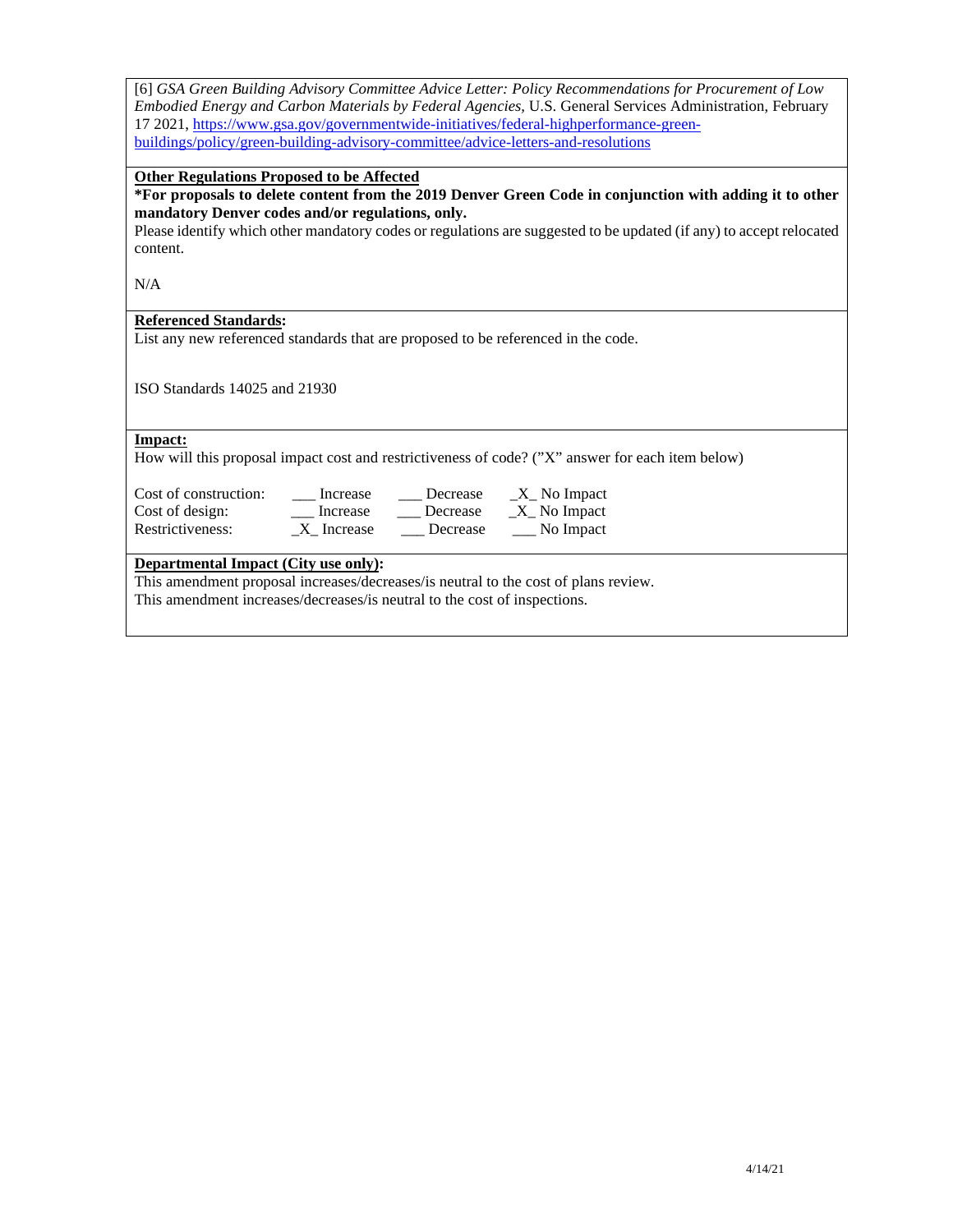[6] *GSA Green Building Advisory Committee Advice Letter: Policy Recommendations for Procurement of Low Embodied Energy and Carbon Materials by Federal Agencies,* U.S. General Services Administration, February 17 2021, https://www.gsa.gov/governmentwide-initiatives/federal-highperformance-green-buildings/policy/green-building-advisory-committee/advice-letters-and-resolutions

**Other Regulations Proposed to be Affected**

**\*For proposals to delete content from the 2019 Denver Green Code in conjunction with adding it to other mandatory Denver codes and/or regulations, only.**

Please identify which other mandatory codes or regulations are suggested to be updated (if any) to accept relocated content.

N/A

**Referenced Standards:**

List any new referenced standards that are proposed to be referenced in the code.

ISO Standards 14025 and 21930

**Impact:**

How will this proposal impact cost and restrictiveness of code? (”X” answer for each item below)

| | | | |
|---|---|---|---|
| Cost of construction: | ___ Increase | ___ Decrease | _X_ No Impact |
| Cost of design: | ___ Increase | ___ Decrease | _X_ No Impact |
| Restrictiveness: | _X_ Increase | ___ Decrease | ___ No Impact |

**Departmental Impact (City use only):**

This amendment proposal increases/decreases/is neutral to the cost of plans review.

This amendment increases/decreases/is neutral to the cost of inspections.

4/14/21